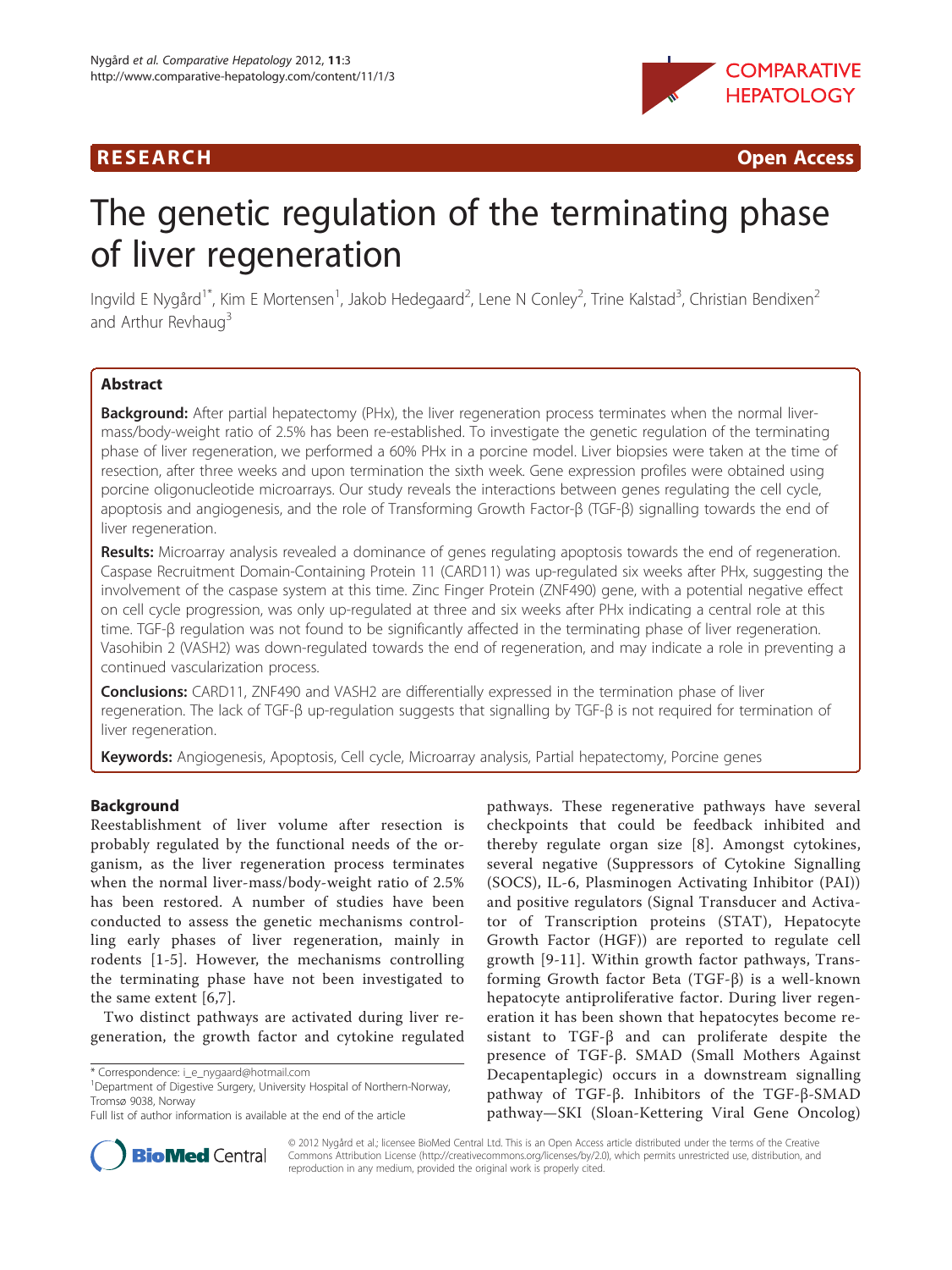RESEARCH Open Access

# The genetic regulation of the terminating phase of liver regeneration

Ingvild E Nygård[1*], Kim E Mortensen[1], Jakob Hedegaard[2], Lene N Conley[2], Trine Kalstad[3], Christian Bendixen[2] and Arthur Revhaug[3]

## Abstract

**Background:** After partial hepatectomy (PHx), the liver regeneration process terminates when the normal liver-mass/body-weight ratio of 2.5% has been re-established. To investigate the genetic regulation of the terminating phase of liver regeneration, we performed a 60% PHx in a porcine model. Liver biopsies were taken at the time of resection, after three weeks and upon termination the sixth week. Gene expression profiles were obtained using porcine oligonucleotide microarrays. Our study reveals the interactions between genes regulating the cell cycle, apoptosis and angiogenesis, and the role of Transforming Growth Factor-β (TGF-β) signalling towards the end of liver regeneration.

**Results:** Microarray analysis revealed a dominance of genes regulating apoptosis towards the end of regeneration. Caspase Recruitment Domain-Containing Protein 11 (CARD11) was up-regulated six weeks after PHx, suggesting the involvement of the caspase system at this time. Zinc Finger Protein (ZNF490) gene, with a potential negative effect on cell cycle progression, was only up-regulated at three and six weeks after PHx indicating a central role at this time. TGF-β regulation was not found to be significantly affected in the terminating phase of liver regeneration. Vasohibin 2 (VASH2) was down-regulated towards the end of regeneration, and may indicate a role in preventing a continued vascularization process.

**Conclusions:** CARD11, ZNF490 and VASH2 are differentially expressed in the termination phase of liver regeneration. The lack of TGF-β up-regulation suggests that signalling by TGF-β is not required for termination of liver regeneration.

**Keywords:** Angiogenesis, Apoptosis, Cell cycle, Microarray analysis, Partial hepatectomy, Porcine genes

## Background

Reestablishment of liver volume after resection is probably regulated by the functional needs of the organism, as the liver regeneration process terminates when the normal liver-mass/body-weight ratio of 2.5% has been restored. A number of studies have been conducted to assess the genetic mechanisms controlling early phases of liver regeneration, mainly in rodents [1-5]. However, the mechanisms controlling the terminating phase have not been investigated to the same extent [6,7].

Two distinct pathways are activated during liver regeneration, the growth factor and cytokine regulated pathways. These regenerative pathways have several checkpoints that could be feedback inhibited and thereby regulate organ size [8]. Amongst cytokines, several negative (Suppressors of Cytokine Signalling (SOCS), IL-6, Plasminogen Activating Inhibitor (PAI)) and positive regulators (Signal Transducer and Activator of Transcription proteins (STAT), Hepatocyte Growth Factor (HGF)) are reported to regulate cell growth [9-11]. Within growth factor pathways, Transforming Growth factor Beta (TGF-β) is a well-known hepatocyte antiproliferative factor. During liver regeneration it has been shown that hepatocytes become resistant to TGF-β and can proliferate despite the presence of TGF-β. SMAD (Small Mothers Against Decapentaplegic) occurs in a downstream signalling pathway of TGF-β. Inhibitors of the TGF-β-SMAD pathway—SKI (Sloan-Kettering Viral Gene Oncolog)

\* Correspondence: i_e_nygaard@hotmail.com
[1]Department of Digestive Surgery, University Hospital of Northern-Norway, Tromsø 9038, Norway
Full list of author information is available at the end of the article

© 2012 Nygård et al.; licensee BioMed Central Ltd. This is an Open Access article distributed under the terms of the Creative Commons Attribution License (http://creativecommons.org/licenses/by/2.0), which permits unrestricted use, distribution, and reproduction in any medium, provided the original work is properly cited.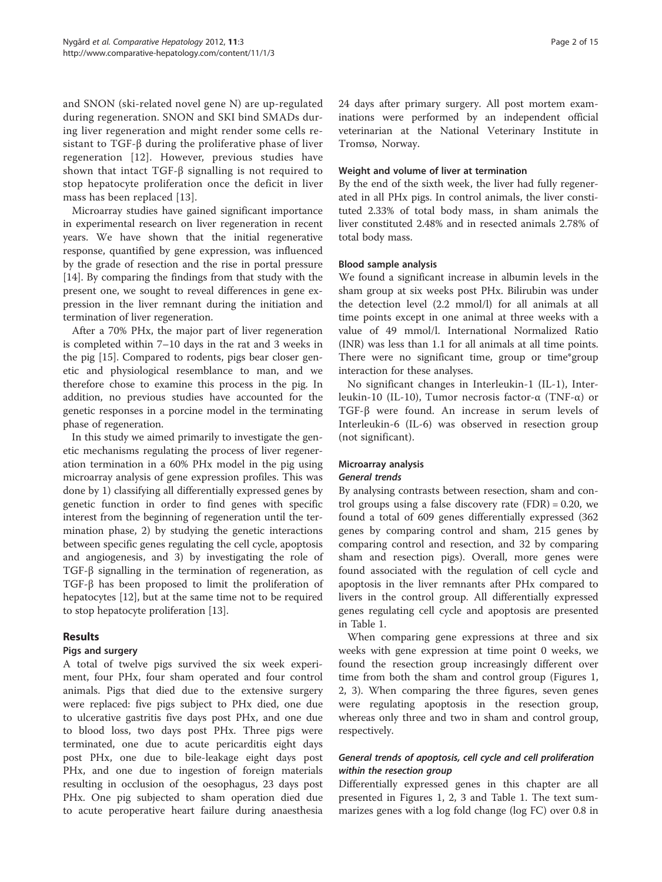and SNON (ski-related novel gene N) are up-regulated during regeneration. SNON and SKI bind SMADs during liver regeneration and might render some cells resistant to TGF-β during the proliferative phase of liver regeneration [12]. However, previous studies have shown that intact TGF-β signalling is not required to stop hepatocyte proliferation once the deficit in liver mass has been replaced [13].

Microarray studies have gained significant importance in experimental research on liver regeneration in recent years. We have shown that the initial regenerative response, quantified by gene expression, was influenced by the grade of resection and the rise in portal pressure [14]. By comparing the findings from that study with the present one, we sought to reveal differences in gene expression in the liver remnant during the initiation and termination of liver regeneration.

After a 70% PHx, the major part of liver regeneration is completed within 7–10 days in the rat and 3 weeks in the pig [15]. Compared to rodents, pigs bear closer genetic and physiological resemblance to man, and we therefore chose to examine this process in the pig. In addition, no previous studies have accounted for the genetic responses in a porcine model in the terminating phase of regeneration.

In this study we aimed primarily to investigate the genetic mechanisms regulating the process of liver regeneration termination in a 60% PHx model in the pig using microarray analysis of gene expression profiles. This was done by 1) classifying all differentially expressed genes by genetic function in order to find genes with specific interest from the beginning of regeneration until the termination phase, 2) by studying the genetic interactions between specific genes regulating the cell cycle, apoptosis and angiogenesis, and 3) by investigating the role of TGF-β signalling in the termination of regeneration, as TGF-β has been proposed to limit the proliferation of hepatocytes [12], but at the same time not to be required to stop hepatocyte proliferation [13].

## Results

### Pigs and surgery

A total of twelve pigs survived the six week experiment, four PHx, four sham operated and four control animals. Pigs that died due to the extensive surgery were replaced: five pigs subject to PHx died, one due to ulcerative gastritis five days post PHx, and one due to blood loss, two days post PHx. Three pigs were terminated, one due to acute pericarditis eight days post PHx, one due to bile-leakage eight days post PHx, and one due to ingestion of foreign materials resulting in occlusion of the oesophagus, 23 days post PHx. One pig subjected to sham operation died due to acute peroperative heart failure during anaesthesia 24 days after primary surgery. All post mortem examinations were performed by an independent official veterinarian at the National Veterinary Institute in Tromsø, Norway.

### Weight and volume of liver at termination

By the end of the sixth week, the liver had fully regenerated in all PHx pigs. In control animals, the liver constituted 2.33% of total body mass, in sham animals the liver constituted 2.48% and in resected animals 2.78% of total body mass.

### Blood sample analysis

We found a significant increase in albumin levels in the sham group at six weeks post PHx. Bilirubin was under the detection level (2.2 mmol/l) for all animals at all time points except in one animal at three weeks with a value of 49 mmol/l. International Normalized Ratio (INR) was less than 1.1 for all animals at all time points. There were no significant time, group or time*group interaction for these analyses.

No significant changes in Interleukin-1 (IL-1), Interleukin-10 (IL-10), Tumor necrosis factor-α (TNF-α) or TGF-β were found. An increase in serum levels of Interleukin-6 (IL-6) was observed in resection group (not significant).

### Microarray analysis

#### General trends

By analysing contrasts between resection, sham and control groups using a false discovery rate (FDR) = 0.20, we found a total of 609 genes differentially expressed (362 genes by comparing control and sham, 215 genes by comparing control and resection, and 32 by comparing sham and resection pigs). Overall, more genes were found associated with the regulation of cell cycle and apoptosis in the liver remnants after PHx compared to livers in the control group. All differentially expressed genes regulating cell cycle and apoptosis are presented in Table 1.

When comparing gene expressions at three and six weeks with gene expression at time point 0 weeks, we found the resection group increasingly different over time from both the sham and control group (Figures 1, 2, 3). When comparing the three figures, seven genes were regulating apoptosis in the resection group, whereas only three and two in sham and control group, respectively.

#### General trends of apoptosis, cell cycle and cell proliferation within the resection group

Differentially expressed genes in this chapter are all presented in Figures 1, 2, 3 and Table 1. The text summarizes genes with a log fold change (log FC) over 0.8 in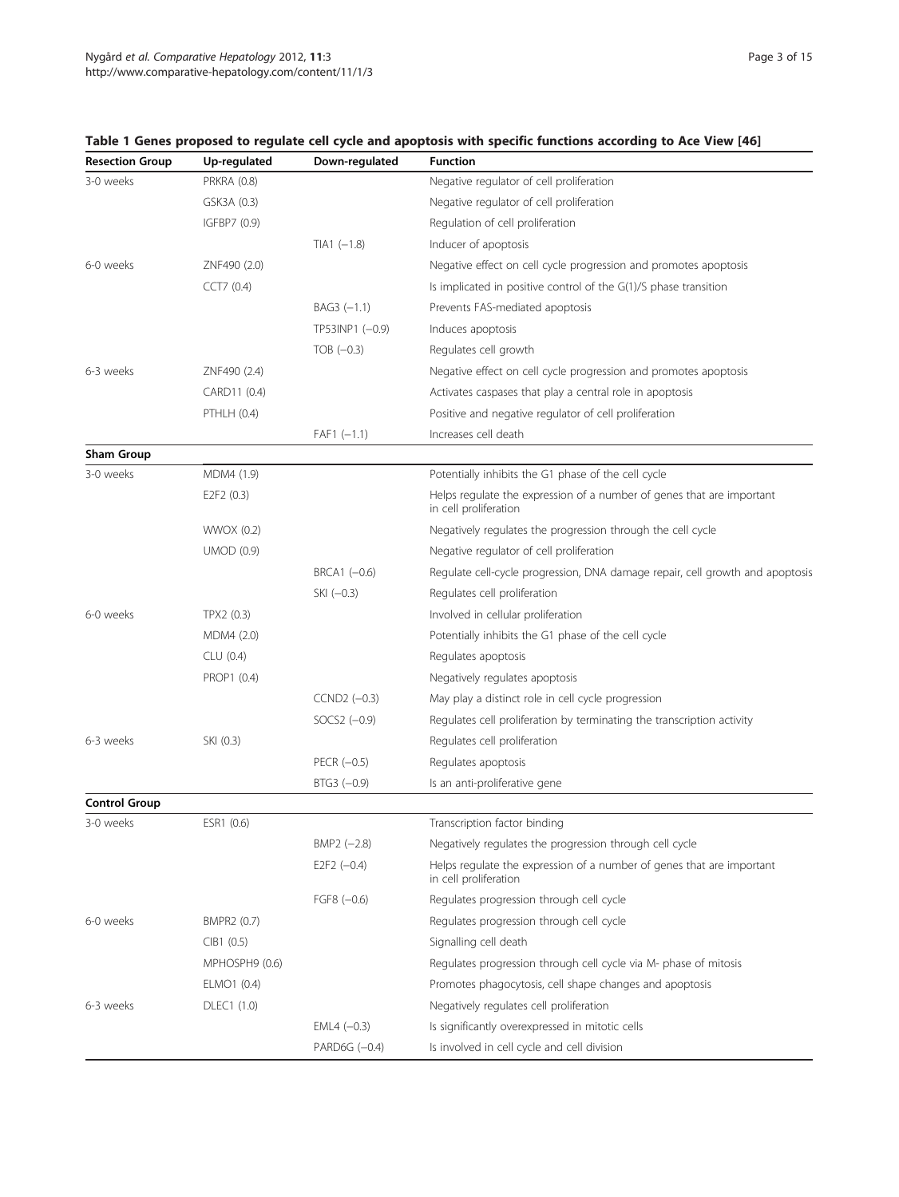**Table 1 Genes proposed to regulate cell cycle and apoptosis with specific functions according to Ace View [46]**

| Resection Group | Up-regulated | Down-regulated | Function |
|---|---|---|---|
| 3-0 weeks | PRKRA (0.8) | | Negative regulator of cell proliferation |
| | GSK3A (0.3) | | Negative regulator of cell proliferation |
| | IGFBP7 (0.9) | | Regulation of cell proliferation |
| | | TIA1 (−1.8) | Inducer of apoptosis |
| 6-0 weeks | ZNF490 (2.0) | | Negative effect on cell cycle progression and promotes apoptosis |
| | CCT7 (0.4) | | Is implicated in positive control of the G(1)/S phase transition |
| | | BAG3 (−1.1) | Prevents FAS-mediated apoptosis |
| | | TP53INP1 (−0.9) | Induces apoptosis |
| | | TOB (−0.3) | Regulates cell growth |
| 6-3 weeks | ZNF490 (2.4) | | Negative effect on cell cycle progression and promotes apoptosis |
| | CARD11 (0.4) | | Activates caspases that play a central role in apoptosis |
| | PTHLH (0.4) | | Positive and negative regulator of cell proliferation |
| | | FAF1 (−1.1) | Increases cell death |
| **Sham Group** | | | |
| 3-0 weeks | MDM4 (1.9) | | Potentially inhibits the G1 phase of the cell cycle |
| | E2F2 (0.3) | | Helps regulate the expression of a number of genes that are important in cell proliferation |
| | WWOX (0.2) | | Negatively regulates the progression through the cell cycle |
| | UMOD (0.9) | | Negative regulator of cell proliferation |
| | | BRCA1 (−0.6) | Regulate cell-cycle progression, DNA damage repair, cell growth and apoptosis |
| | | SKI (−0.3) | Regulates cell proliferation |
| 6-0 weeks | TPX2 (0.3) | | Involved in cellular proliferation |
| | MDM4 (2.0) | | Potentially inhibits the G1 phase of the cell cycle |
| | CLU (0.4) | | Regulates apoptosis |
| | PROP1 (0.4) | | Negatively regulates apoptosis |
| | | CCND2 (−0.3) | May play a distinct role in cell cycle progression |
| | | SOCS2 (−0.9) | Regulates cell proliferation by terminating the transcription activity |
| 6-3 weeks | SKI (0.3) | | Regulates cell proliferation |
| | | PECR (−0.5) | Regulates apoptosis |
| | | BTG3 (−0.9) | Is an anti-proliferative gene |
| **Control Group** | | | |
| 3-0 weeks | ESR1 (0.6) | | Transcription factor binding |
| | | BMP2 (−2.8) | Negatively regulates the progression through cell cycle |
| | | E2F2 (−0.4) | Helps regulate the expression of a number of genes that are important in cell proliferation |
| | | FGF8 (−0.6) | Regulates progression through cell cycle |
| 6-0 weeks | BMPR2 (0.7) | | Regulates progression through cell cycle |
| | CIB1 (0.5) | | Signalling cell death |
| | MPHOSPH9 (0.6) | | Regulates progression through cell cycle via M- phase of mitosis |
| | ELMO1 (0.4) | | Promotes phagocytosis, cell shape changes and apoptosis |
| 6-3 weeks | DLEC1 (1.0) | | Negatively regulates cell proliferation |
| | | EML4 (−0.3) | Is significantly overexpressed in mitotic cells |
| | | PARD6G (−0.4) | Is involved in cell cycle and cell division |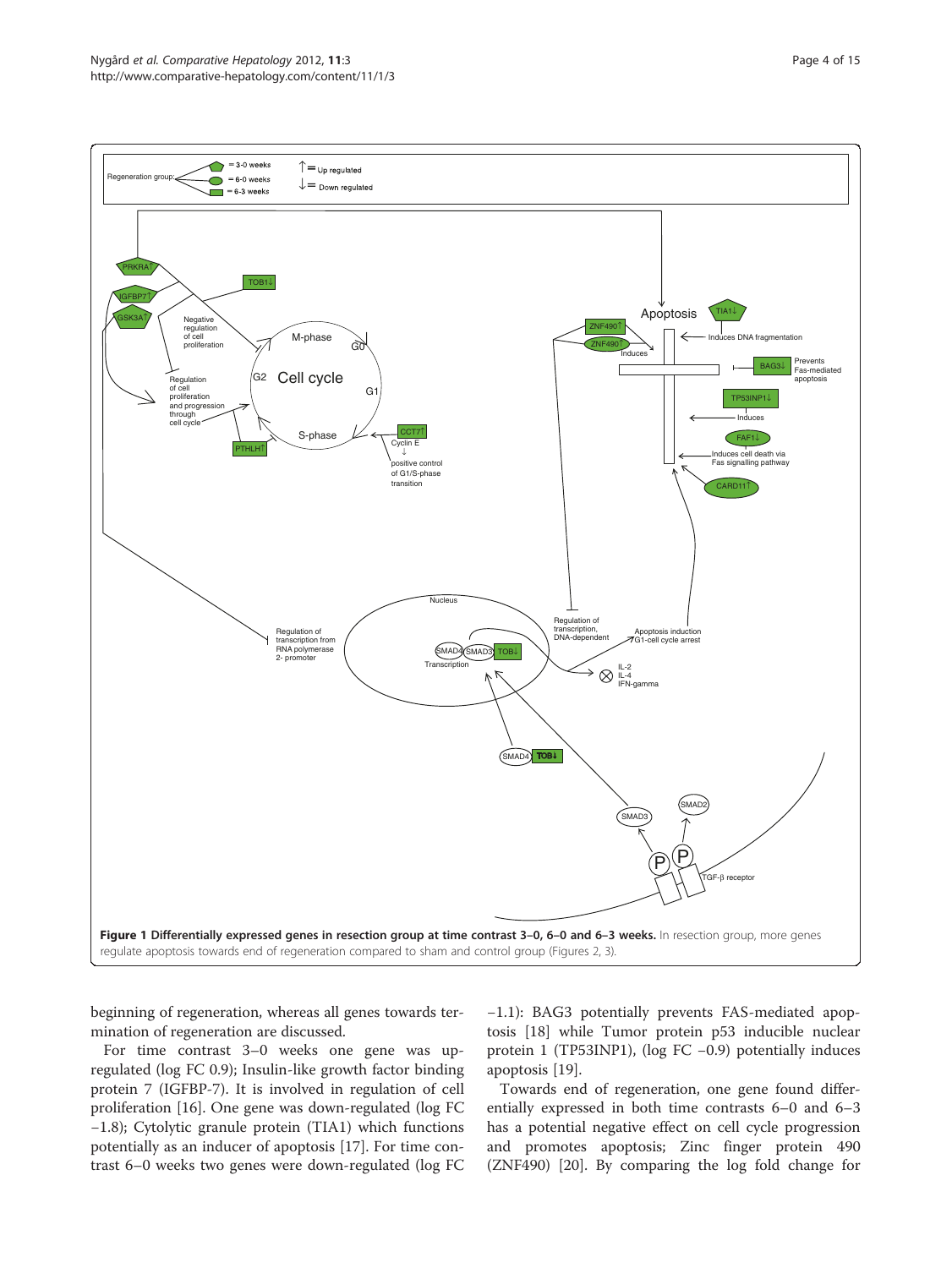**Figure 1 Differentially expressed genes in resection group at time contrast 3–0, 6–0 and 6–3 weeks.** In resection group, more genes regulate apoptosis towards end of regeneration compared to sham and control group (Figures 2, 3).

beginning of regeneration, whereas all genes towards termination of regeneration are discussed.

For time contrast 3–0 weeks one gene was up-regulated (log FC 0.9); Insulin-like growth factor binding protein 7 (IGFBP-7). It is involved in regulation of cell proliferation [16]. One gene was down-regulated (log FC −1.8); Cytolytic granule protein (TIA1) which functions potentially as an inducer of apoptosis [17]. For time contrast 6–0 weeks two genes were down-regulated (log FC −1.1): BAG3 potentially prevents FAS-mediated apoptosis [18] while Tumor protein p53 inducible nuclear protein 1 (TP53INP1), (log FC −0.9) potentially induces apoptosis [19].

Towards end of regeneration, one gene found differentially expressed in both time contrasts 6–0 and 6–3 has a potential negative effect on cell cycle progression and promotes apoptosis; Zinc finger protein 490 (ZNF490) [20]. By comparing the log fold change for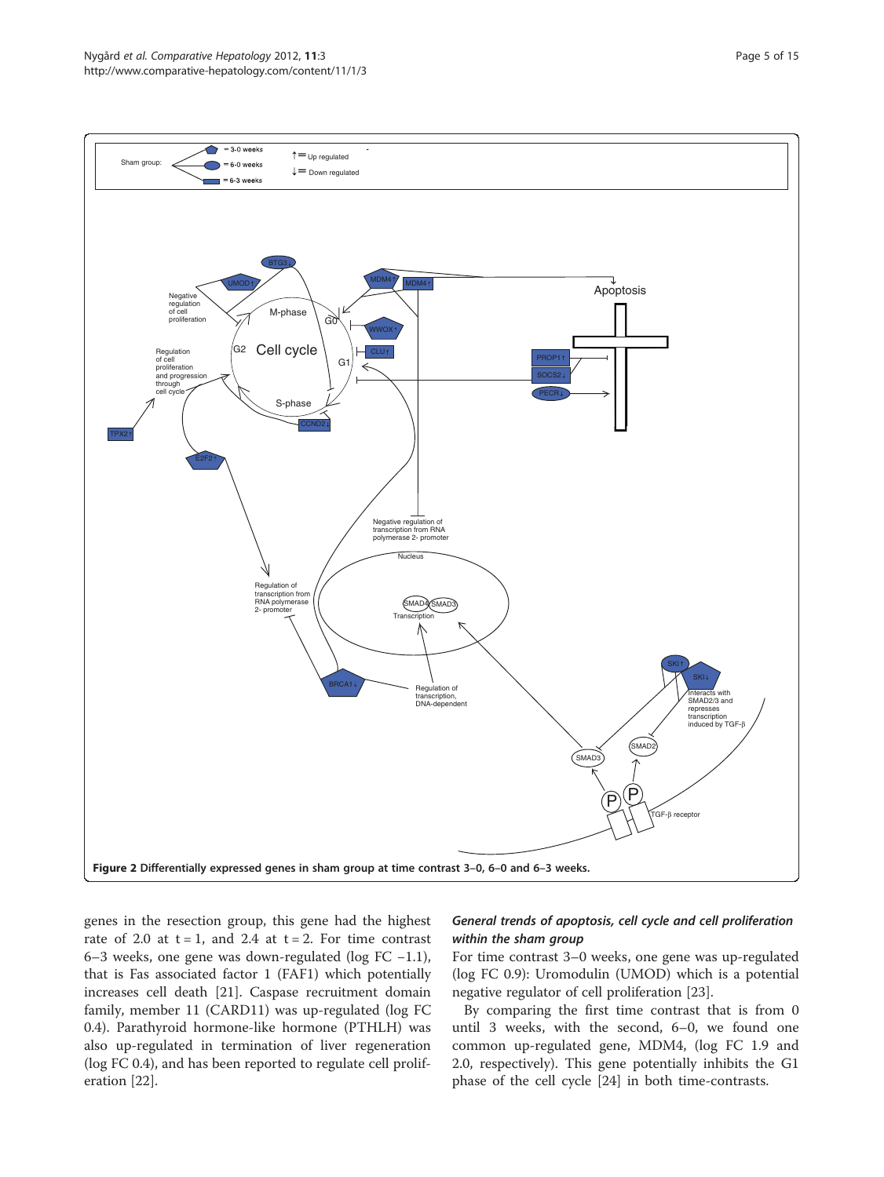**Figure 2 Differentially expressed genes in sham group at time contrast 3–0, 6–0 and 6–3 weeks.**

genes in the resection group, this gene had the highest rate of 2.0 at t = 1, and 2.4 at t = 2. For time contrast 6–3 weeks, one gene was down-regulated (log FC −1.1), that is Fas associated factor 1 (FAF1) which potentially increases cell death [21]. Caspase recruitment domain family, member 11 (CARD11) was up-regulated (log FC 0.4). Parathyroid hormone-like hormone (PTHLH) was also up-regulated in termination of liver regeneration (log FC 0.4), and has been reported to regulate cell proliferation [22].

### *General trends of apoptosis, cell cycle and cell proliferation within the sham group*

For time contrast 3–0 weeks, one gene was up-regulated (log FC 0.9): Uromodulin (UMOD) which is a potential negative regulator of cell proliferation [23].

By comparing the first time contrast that is from 0 until 3 weeks, with the second, 6–0, we found one common up-regulated gene, MDM4, (log FC 1.9 and 2.0, respectively). This gene potentially inhibits the G1 phase of the cell cycle [24] in both time-contrasts.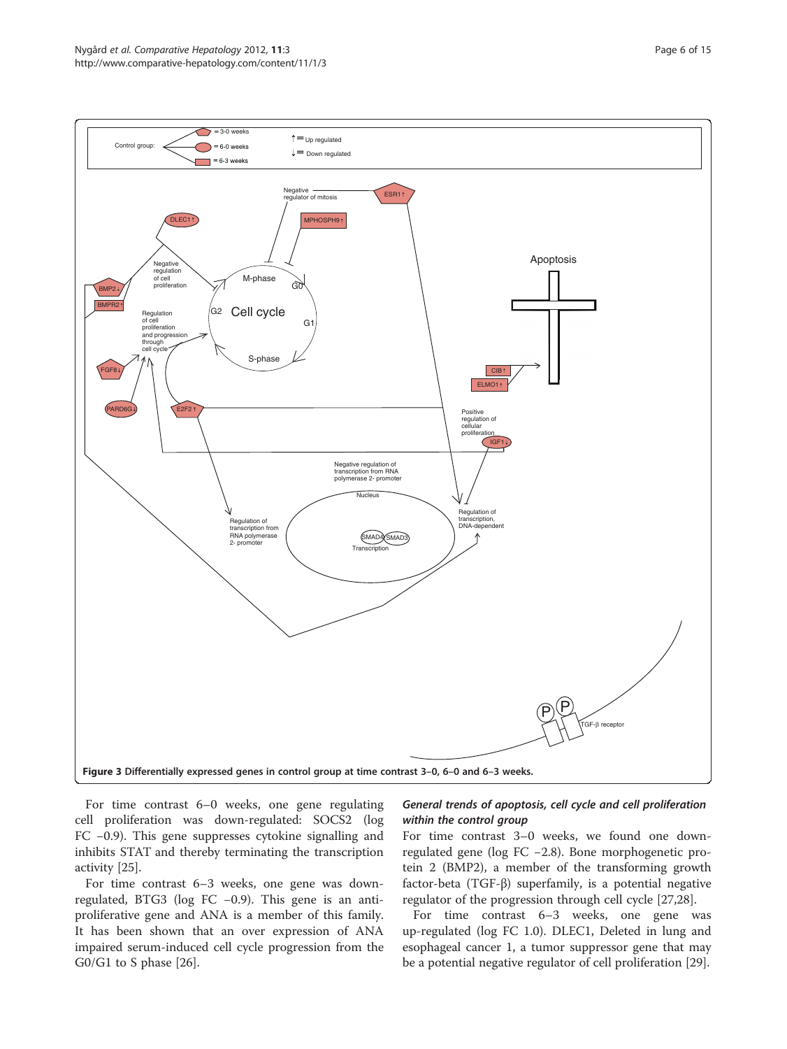**Figure 3 Differentially expressed genes in control group at time contrast 3–0, 6–0 and 6–3 weeks.**

For time contrast 6–0 weeks, one gene regulating cell proliferation was down-regulated: SOCS2 (log FC −0.9). This gene suppresses cytokine signalling and inhibits STAT and thereby terminating the transcription activity [25].

For time contrast 6–3 weeks, one gene was down-regulated, BTG3 (log FC −0.9). This gene is an anti-proliferative gene and ANA is a member of this family. It has been shown that an over expression of ANA impaired serum-induced cell cycle progression from the G0/G1 to S phase [26].

### *General trends of apoptosis, cell cycle and cell proliferation within the control group*

For time contrast 3–0 weeks, we found one down-regulated gene (log FC −2.8). Bone morphogenetic protein 2 (BMP2), a member of the transforming growth factor-beta (TGF-β) superfamily, is a potential negative regulator of the progression through cell cycle [27,28].

For time contrast 6–3 weeks, one gene was up-regulated (log FC 1.0). DLEC1, Deleted in lung and esophageal cancer 1, a tumor suppressor gene that may be a potential negative regulator of cell proliferation [29].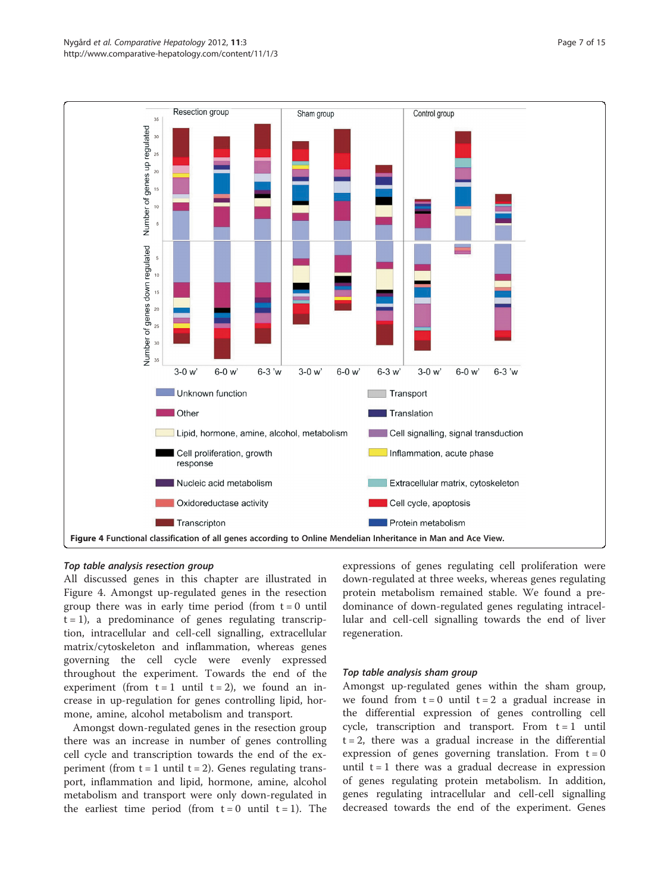Figure 4 Functional classification of all genes according to Online Mendelian Inheritance in Man and Ace View.

### *Top table analysis resection group*

All discussed genes in this chapter are illustrated in Figure 4. Amongst up-regulated genes in the resection group there was in early time period (from t = 0 until t = 1), a predominance of genes regulating transcription, intracellular and cell-cell signalling, extracellular matrix/cytoskeleton and inflammation, whereas genes governing the cell cycle were evenly expressed throughout the experiment. Towards the end of the experiment (from t = 1 until t = 2), we found an increase in up-regulation for genes controlling lipid, hormone, amine, alcohol metabolism and transport.

Amongst down-regulated genes in the resection group there was an increase in number of genes controlling cell cycle and transcription towards the end of the experiment (from t = 1 until t = 2). Genes regulating transport, inflammation and lipid, hormone, amine, alcohol metabolism and transport were only down-regulated in the earliest time period (from t = 0 until t = 1). The expressions of genes regulating cell proliferation were down-regulated at three weeks, whereas genes regulating protein metabolism remained stable. We found a predominance of down-regulated genes regulating intracellular and cell-cell signalling towards the end of liver regeneration.

### *Top table analysis sham group*

Amongst up-regulated genes within the sham group, we found from t = 0 until t = 2 a gradual increase in the differential expression of genes controlling cell cycle, transcription and transport. From t = 1 until t = 2, there was a gradual increase in the differential expression of genes governing translation. From t = 0 until t = 1 there was a gradual decrease in expression of genes regulating protein metabolism. In addition, genes regulating intracellular and cell-cell signalling decreased towards the end of the experiment. Genes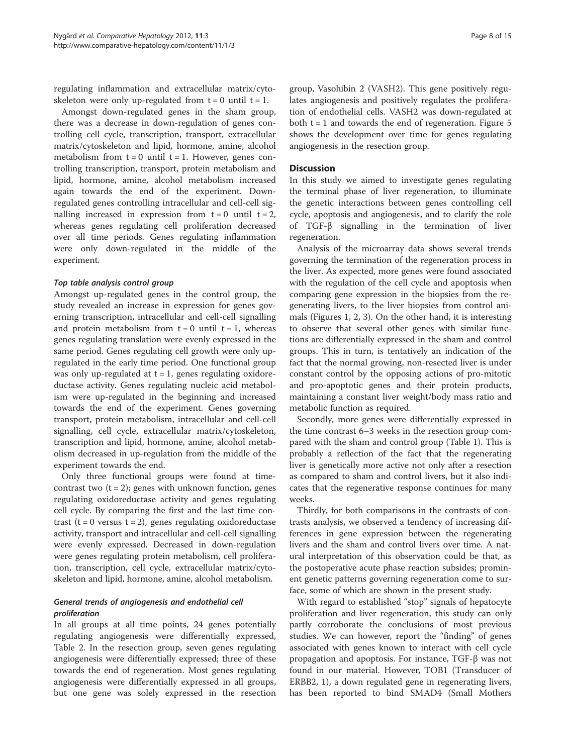regulating inflammation and extracellular matrix/cytoskeleton were only up-regulated from t = 0 until t = 1.

Amongst down-regulated genes in the sham group, there was a decrease in down-regulation of genes controlling cell cycle, transcription, transport, extracellular matrix/cytoskeleton and lipid, hormone, amine, alcohol metabolism from t = 0 until t = 1. However, genes controlling transcription, transport, protein metabolism and lipid, hormone, amine, alcohol metabolism increased again towards the end of the experiment. Down-regulated genes controlling intracellular and cell-cell signalling increased in expression from t = 0 until t = 2, whereas genes regulating cell proliferation decreased over all time periods. Genes regulating inflammation were only down-regulated in the middle of the experiment.

#### *Top table analysis control group*

Amongst up-regulated genes in the control group, the study revealed an increase in expression for genes governing transcription, intracellular and cell-cell signalling and protein metabolism from t = 0 until t = 1, whereas genes regulating translation were evenly expressed in the same period. Genes regulating cell growth were only up-regulated in the early time period. One functional group was only up-regulated at t = 1, genes regulating oxidoreductase activity. Genes regulating nucleic acid metabolism were up-regulated in the beginning and increased towards the end of the experiment. Genes governing transport, protein metabolism, intracellular and cell-cell signalling, cell cycle, extracellular matrix/cytoskeleton, transcription and lipid, hormone, amine, alcohol metabolism decreased in up-regulation from the middle of the experiment towards the end.

Only three functional groups were found at time-contrast two (t = 2); genes with unknown function, genes regulating oxidoreductase activity and genes regulating cell cycle. By comparing the first and the last time contrast (t = 0 versus t = 2), genes regulating oxidoreductase activity, transport and intracellular and cell-cell signalling were evenly expressed. Decreased in down-regulation were genes regulating protein metabolism, cell proliferation, transcription, cell cycle, extracellular matrix/cytoskeleton and lipid, hormone, amine, alcohol metabolism.

#### *General trends of angiogenesis and endothelial cell proliferation*

In all groups at all time points, 24 genes potentially regulating angiogenesis were differentially expressed, Table 2. In the resection group, seven genes regulating angiogenesis were differentially expressed; three of these towards the end of regeneration. Most genes regulating angiogenesis were differentially expressed in all groups, but one gene was solely expressed in the resection group, Vasohibin 2 (VASH2). This gene positively regulates angiogenesis and positively regulates the proliferation of endothelial cells. VASH2 was down-regulated at both t = 1 and towards the end of regeneration. Figure 5 shows the development over time for genes regulating angiogenesis in the resection group.

## Discussion

In this study we aimed to investigate genes regulating the terminal phase of liver regeneration, to illuminate the genetic interactions between genes controlling cell cycle, apoptosis and angiogenesis, and to clarify the role of TGF-β signalling in the termination of liver regeneration.

Analysis of the microarray data shows several trends governing the termination of the regeneration process in the liver. As expected, more genes were found associated with the regulation of the cell cycle and apoptosis when comparing gene expression in the biopsies from the regenerating livers, to the liver biopsies from control animals (Figures 1, 2, 3). On the other hand, it is interesting to observe that several other genes with similar functions are differentially expressed in the sham and control groups. This in turn, is tentatively an indication of the fact that the normal growing, non-resected liver is under constant control by the opposing actions of pro-mitotic and pro-apoptotic genes and their protein products, maintaining a constant liver weight/body mass ratio and metabolic function as required.

Secondly, more genes were differentially expressed in the time contrast 6–3 weeks in the resection group compared with the sham and control group (Table 1). This is probably a reflection of the fact that the regenerating liver is genetically more active not only after a resection as compared to sham and control livers, but it also indicates that the regenerative response continues for many weeks.

Thirdly, for both comparisons in the contrasts of contrasts analysis, we observed a tendency of increasing differences in gene expression between the regenerating livers and the sham and control livers over time. A natural interpretation of this observation could be that, as the postoperative acute phase reaction subsides; prominent genetic patterns governing regeneration come to surface, some of which are shown in the present study.

With regard to established "stop" signals of hepatocyte proliferation and liver regeneration, this study can only partly corroborate the conclusions of most previous studies. We can however, report the "finding" of genes associated with genes known to interact with cell cycle propagation and apoptosis. For instance, TGF-β was not found in our material. However, TOB1 (Transducer of ERBB2, 1), a down regulated gene in regenerating livers, has been reported to bind SMAD4 (Small Mothers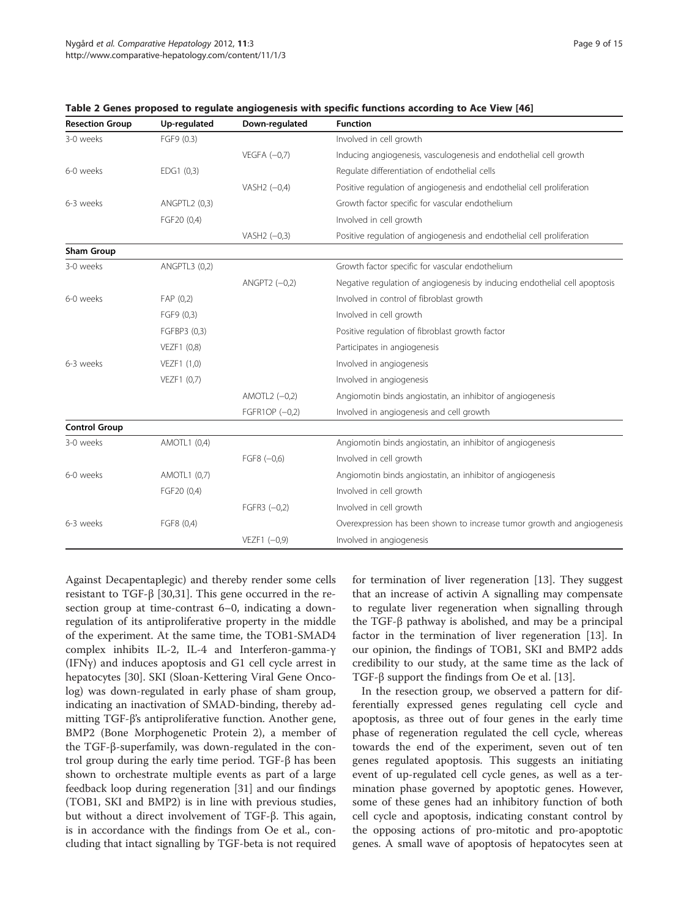**Table 2 Genes proposed to regulate angiogenesis with specific functions according to Ace View [46]**

| Resection Group | Up-regulated | Down-regulated | Function |
|---|---|---|---|
| 3-0 weeks | FGF9 (0.3) | | Involved in cell growth |
| | | VEGFA (−0,7) | Inducing angiogenesis, vasculogenesis and endothelial cell growth |
| 6-0 weeks | EDG1 (0,3) | | Regulate differentiation of endothelial cells |
| | | VASH2 (−0,4) | Positive regulation of angiogenesis and endothelial cell proliferation |
| 6-3 weeks | ANGPTL2 (0,3) | | Growth factor specific for vascular endothelium |
| | FGF20 (0,4) | | Involved in cell growth |
| | | VASH2 (−0,3) | Positive regulation of angiogenesis and endothelial cell proliferation |
| **Sham Group** | | | |
| 3-0 weeks | ANGPTL3 (0,2) | | Growth factor specific for vascular endothelium |
| | | ANGPT2 (−0,2) | Negative regulation of angiogenesis by inducing endothelial cell apoptosis |
| 6-0 weeks | FAP (0,2) | | Involved in control of fibroblast growth |
| | FGF9 (0,3) | | Involved in cell growth |
| | FGFBP3 (0,3) | | Positive regulation of fibroblast growth factor |
| | VEZF1 (0,8) | | Participates in angiogenesis |
| 6-3 weeks | VEZF1 (1,0) | | Involved in angiogenesis |
| | VEZF1 (0,7) | | Involved in angiogenesis |
| | | AMOTL2 (−0,2) | Angiomotin binds angiostatin, an inhibitor of angiogenesis |
| | | FGFR1OP (−0,2) | Involved in angiogenesis and cell growth |
| **Control Group** | | | |
| 3-0 weeks | AMOTL1 (0,4) | | Angiomotin binds angiostatin, an inhibitor of angiogenesis |
| | | FGF8 (−0,6) | Involved in cell growth |
| 6-0 weeks | AMOTL1 (0,7) | | Angiomotin binds angiostatin, an inhibitor of angiogenesis |
| | FGF20 (0,4) | | Involved in cell growth |
| | | FGFR3 (−0,2) | Involved in cell growth |
| 6-3 weeks | FGF8 (0,4) | | Overexpression has been shown to increase tumor growth and angiogenesis |
| | | VEZF1 (−0,9) | Involved in angiogenesis |

Against Decapentaplegic) and thereby render some cells resistant to TGF-β [30,31]. This gene occurred in the resection group at time-contrast 6–0, indicating a down-regulation of its antiproliferative property in the middle of the experiment. At the same time, the TOB1-SMAD4 complex inhibits IL-2, IL-4 and Interferon-gamma-γ (IFNγ) and induces apoptosis and G1 cell cycle arrest in hepatocytes [30]. SKI (Sloan-Kettering Viral Gene Oncolog) was down-regulated in early phase of sham group, indicating an inactivation of SMAD-binding, thereby admitting TGF-β's antiproliferative function. Another gene, BMP2 (Bone Morphogenetic Protein 2), a member of the TGF-β-superfamily, was down-regulated in the control group during the early time period. TGF-β has been shown to orchestrate multiple events as part of a large feedback loop during regeneration [31] and our findings (TOB1, SKI and BMP2) is in line with previous studies, but without a direct involvement of TGF-β. This again, is in accordance with the findings from Oe et al., concluding that intact signalling by TGF-beta is not required for termination of liver regeneration [13]. They suggest that an increase of activin A signalling may compensate to regulate liver regeneration when signalling through the TGF-β pathway is abolished, and may be a principal factor in the termination of liver regeneration [13]. In our opinion, the findings of TOB1, SKI and BMP2 adds credibility to our study, at the same time as the lack of TGF-β support the findings from Oe et al. [13].

In the resection group, we observed a pattern for differentially expressed genes regulating cell cycle and apoptosis, as three out of four genes in the early time phase of regeneration regulated the cell cycle, whereas towards the end of the experiment, seven out of ten genes regulated apoptosis. This suggests an initiating event of up-regulated cell cycle genes, as well as a termination phase governed by apoptotic genes. However, some of these genes had an inhibitory function of both cell cycle and apoptosis, indicating constant control by the opposing actions of pro-mitotic and pro-apoptotic genes. A small wave of apoptosis of hepatocytes seen at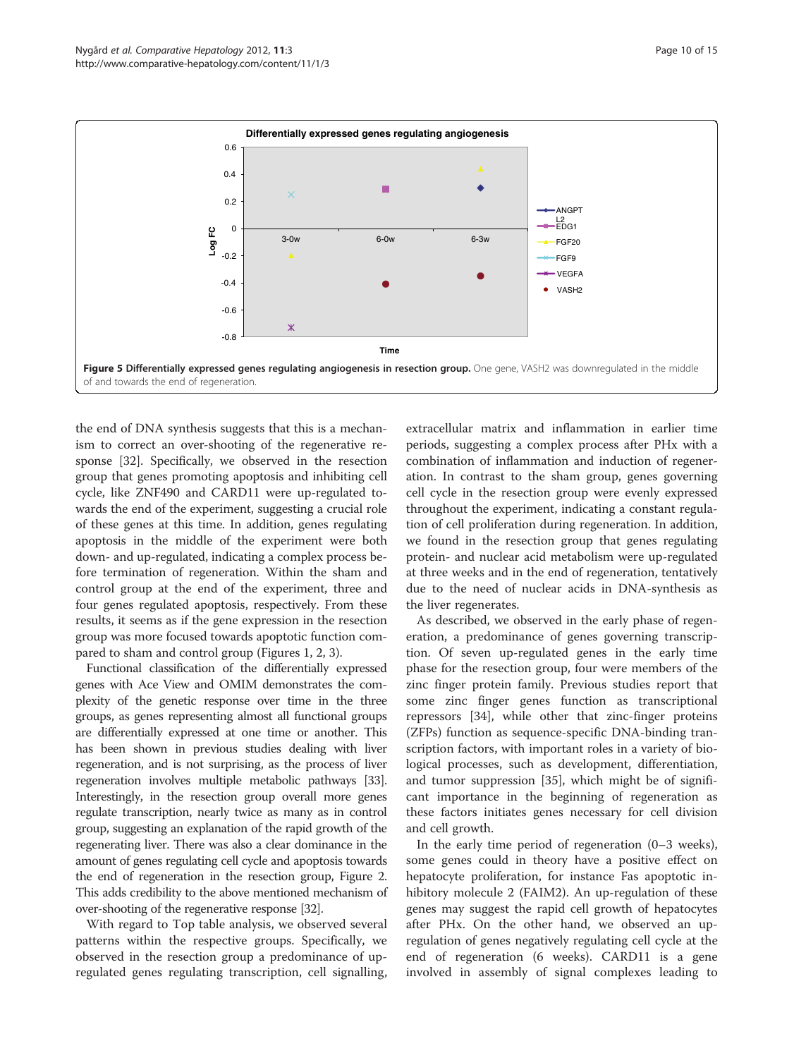Differentially expressed genes regulating angiogenesis

0.6
0.4
0.2
0
-0.2
-0.4
-0.6
-0.8

Log FC

3-0w
6-0w
6-3w

Time

ANGPT L2
EDG1
FGF20
FGF9
VEGFA
VASH2

**Figure 5 Differentially expressed genes regulating angiogenesis in resection group.** One gene, VASH2 was downregulated in the middle of and towards the end of regeneration.

the end of DNA synthesis suggests that this is a mechanism to correct an over-shooting of the regenerative response [32]. Specifically, we observed in the resection group that genes promoting apoptosis and inhibiting cell cycle, like ZNF490 and CARD11 were up-regulated towards the end of the experiment, suggesting a crucial role of these genes at this time. In addition, genes regulating apoptosis in the middle of the experiment were both down- and up-regulated, indicating a complex process before termination of regeneration. Within the sham and control group at the end of the experiment, three and four genes regulated apoptosis, respectively. From these results, it seems as if the gene expression in the resection group was more focused towards apoptotic function compared to sham and control group (Figures 1, 2, 3).

Functional classification of the differentially expressed genes with Ace View and OMIM demonstrates the complexity of the genetic response over time in the three groups, as genes representing almost all functional groups are differentially expressed at one time or another. This has been shown in previous studies dealing with liver regeneration, and is not surprising, as the process of liver regeneration involves multiple metabolic pathways [33]. Interestingly, in the resection group overall more genes regulate transcription, nearly twice as many as in control group, suggesting an explanation of the rapid growth of the regenerating liver. There was also a clear dominance in the amount of genes regulating cell cycle and apoptosis towards the end of regeneration in the resection group, Figure 2. This adds credibility to the above mentioned mechanism of over-shooting of the regenerative response [32].

With regard to Top table analysis, we observed several patterns within the respective groups. Specifically, we observed in the resection group a predominance of up-regulated genes regulating transcription, cell signalling, extracellular matrix and inflammation in earlier time periods, suggesting a complex process after PHx with a combination of inflammation and induction of regeneration. In contrast to the sham group, genes governing cell cycle in the resection group were evenly expressed throughout the experiment, indicating a constant regulation of cell proliferation during regeneration. In addition, we found in the resection group that genes regulating protein- and nuclear acid metabolism were up-regulated at three weeks and in the end of regeneration, tentatively due to the need of nuclear acids in DNA-synthesis as the liver regenerates.

As described, we observed in the early phase of regeneration, a predominance of genes governing transcription. Of seven up-regulated genes in the early time phase for the resection group, four were members of the zinc finger protein family. Previous studies report that some zinc finger genes function as transcriptional repressors [34], while other that zinc-finger proteins (ZFPs) function as sequence-specific DNA-binding transcription factors, with important roles in a variety of biological processes, such as development, differentiation, and tumor suppression [35], which might be of significant importance in the beginning of regeneration as these factors initiates genes necessary for cell division and cell growth.

In the early time period of regeneration (0–3 weeks), some genes could in theory have a positive effect on hepatocyte proliferation, for instance Fas apoptotic inhibitory molecule 2 (FAIM2). An up-regulation of these genes may suggest the rapid cell growth of hepatocytes after PHx. On the other hand, we observed an up-regulation of genes negatively regulating cell cycle at the end of regeneration (6 weeks). CARD11 is a gene involved in assembly of signal complexes leading to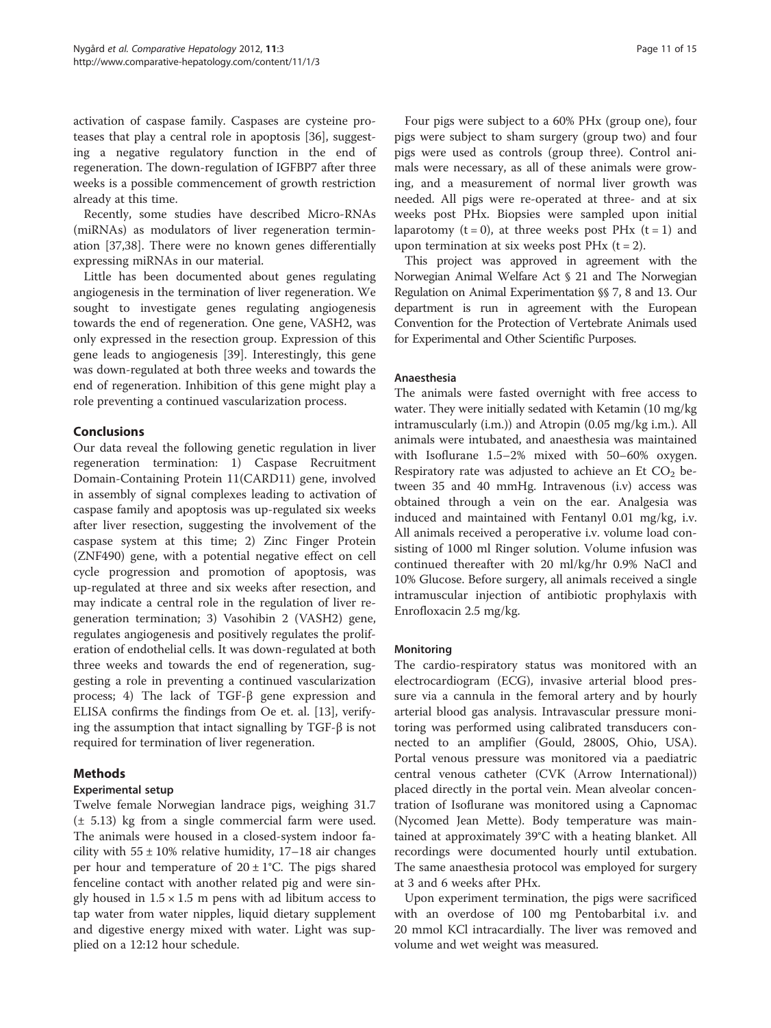activation of caspase family. Caspases are cysteine proteases that play a central role in apoptosis [36], suggesting a negative regulatory function in the end of regeneration. The down-regulation of IGFBP7 after three weeks is a possible commencement of growth restriction already at this time.

Recently, some studies have described Micro-RNAs (miRNAs) as modulators of liver regeneration termination [37,38]. There were no known genes differentially expressing miRNAs in our material.

Little has been documented about genes regulating angiogenesis in the termination of liver regeneration. We sought to investigate genes regulating angiogenesis towards the end of regeneration. One gene, VASH2, was only expressed in the resection group. Expression of this gene leads to angiogenesis [39]. Interestingly, this gene was down-regulated at both three weeks and towards the end of regeneration. Inhibition of this gene might play a role preventing a continued vascularization process.

## Conclusions

Our data reveal the following genetic regulation in liver regeneration termination: 1) Caspase Recruitment Domain-Containing Protein 11(CARD11) gene, involved in assembly of signal complexes leading to activation of caspase family and apoptosis was up-regulated six weeks after liver resection, suggesting the involvement of the caspase system at this time; 2) Zinc Finger Protein (ZNF490) gene, with a potential negative effect on cell cycle progression and promotion of apoptosis, was up-regulated at three and six weeks after resection, and may indicate a central role in the regulation of liver regeneration termination; 3) Vasohibin 2 (VASH2) gene, regulates angiogenesis and positively regulates the proliferation of endothelial cells. It was down-regulated at both three weeks and towards the end of regeneration, suggesting a role in preventing a continued vascularization process; 4) The lack of TGF-β gene expression and ELISA confirms the findings from Oe et. al. [13], verifying the assumption that intact signalling by TGF-β is not required for termination of liver regeneration.

## Methods

### Experimental setup

Twelve female Norwegian landrace pigs, weighing 31.7 (± 5.13) kg from a single commercial farm were used. The animals were housed in a closed-system indoor facility with 55 ± 10% relative humidity, 17–18 air changes per hour and temperature of 20 ± 1°C. The pigs shared fenceline contact with another related pig and were singly housed in 1.5 × 1.5 m pens with ad libitum access to tap water from water nipples, liquid dietary supplement and digestive energy mixed with water. Light was supplied on a 12:12 hour schedule.

Four pigs were subject to a 60% PHx (group one), four pigs were subject to sham surgery (group two) and four pigs were used as controls (group three). Control animals were necessary, as all of these animals were growing, and a measurement of normal liver growth was needed. All pigs were re-operated at three- and at six weeks post PHx. Biopsies were sampled upon initial laparotomy (t = 0), at three weeks post PHx (t = 1) and upon termination at six weeks post PHx (t = 2).

This project was approved in agreement with the Norwegian Animal Welfare Act § 21 and The Norwegian Regulation on Animal Experimentation §§ 7, 8 and 13. Our department is run in agreement with the European Convention for the Protection of Vertebrate Animals used for Experimental and Other Scientific Purposes.

### Anaesthesia

The animals were fasted overnight with free access to water. They were initially sedated with Ketamin (10 mg/kg intramuscularly (i.m.)) and Atropin (0.05 mg/kg i.m.). All animals were intubated, and anaesthesia was maintained with Isoflurane 1.5–2% mixed with 50–60% oxygen. Respiratory rate was adjusted to achieve an Et $CO_2$ between 35 and 40 mmHg. Intravenous (i.v) access was obtained through a vein on the ear. Analgesia was induced and maintained with Fentanyl 0.01 mg/kg, i.v. All animals received a peroperative i.v. volume load consisting of 1000 ml Ringer solution. Volume infusion was continued thereafter with 20 ml/kg/hr 0.9% NaCl and 10% Glucose. Before surgery, all animals received a single intramuscular injection of antibiotic prophylaxis with Enrofloxacin 2.5 mg/kg.

### Monitoring

The cardio-respiratory status was monitored with an electrocardiogram (ECG), invasive arterial blood pressure via a cannula in the femoral artery and by hourly arterial blood gas analysis. Intravascular pressure monitoring was performed using calibrated transducers connected to an amplifier (Gould, 2800S, Ohio, USA). Portal venous pressure was monitored via a paediatric central venous catheter (CVK (Arrow International)) placed directly in the portal vein. Mean alveolar concentration of Isoflurane was monitored using a Capnomac (Nycomed Jean Mette). Body temperature was maintained at approximately 39°C with a heating blanket. All recordings were documented hourly until extubation. The same anaesthesia protocol was employed for surgery at 3 and 6 weeks after PHx.

Upon experiment termination, the pigs were sacrificed with an overdose of 100 mg Pentobarbital i.v. and 20 mmol KCl intracardially. The liver was removed and volume and wet weight was measured.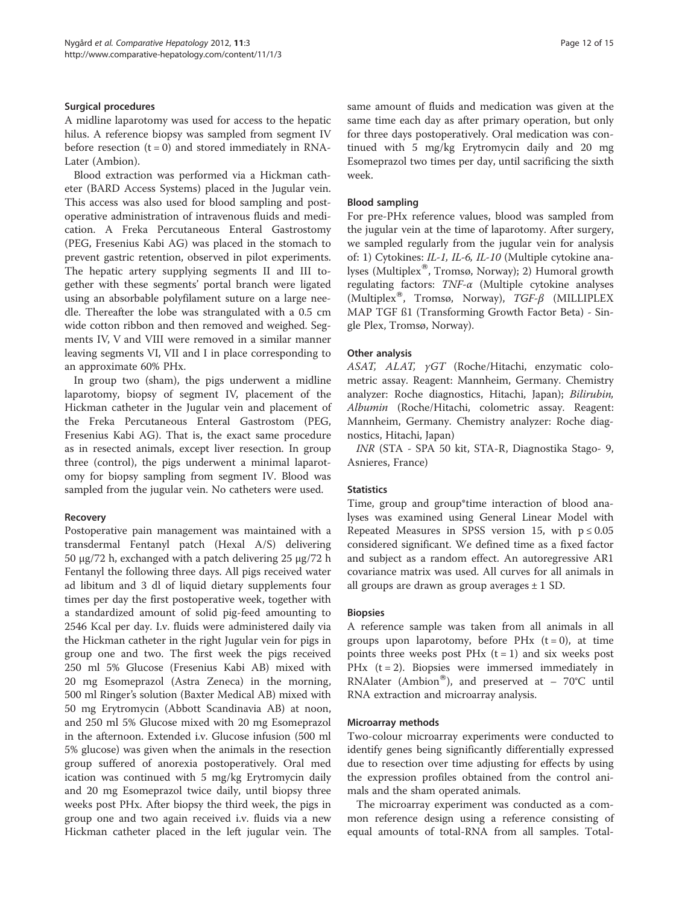### Surgical procedures

A midline laparotomy was used for access to the hepatic hilus. A reference biopsy was sampled from segment IV before resection (t = 0) and stored immediately in RNA-Later (Ambion).

Blood extraction was performed via a Hickman catheter (BARD Access Systems) placed in the Jugular vein. This access was also used for blood sampling and postoperative administration of intravenous fluids and medication. A Freka Percutaneous Enteral Gastrostomy (PEG, Fresenius Kabi AG) was placed in the stomach to prevent gastric retention, observed in pilot experiments. The hepatic artery supplying segments II and III together with these segments' portal branch were ligated using an absorbable polyfilament suture on a large needle. Thereafter the lobe was strangulated with a 0.5 cm wide cotton ribbon and then removed and weighed. Segments IV, V and VIII were removed in a similar manner leaving segments VI, VII and I in place corresponding to an approximate 60% PHx.

In group two (sham), the pigs underwent a midline laparotomy, biopsy of segment IV, placement of the Hickman catheter in the Jugular vein and placement of the Freka Percutaneous Enteral Gastrostom (PEG, Fresenius Kabi AG). That is, the exact same procedure as in resected animals, except liver resection. In group three (control), the pigs underwent a minimal laparotomy for biopsy sampling from segment IV. Blood was sampled from the jugular vein. No catheters were used.

### Recovery

Postoperative pain management was maintained with a transdermal Fentanyl patch (Hexal A/S) delivering 50 μg/72 h, exchanged with a patch delivering 25 μg/72 h Fentanyl the following three days. All pigs received water ad libitum and 3 dl of liquid dietary supplements four times per day the first postoperative week, together with a standardized amount of solid pig-feed amounting to 2546 Kcal per day. I.v. fluids were administered daily via the Hickman catheter in the right Jugular vein for pigs in group one and two. The first week the pigs received 250 ml 5% Glucose (Fresenius Kabi AB) mixed with 20 mg Esomeprazol (Astra Zeneca) in the morning, 500 ml Ringer's solution (Baxter Medical AB) mixed with 50 mg Erytromycin (Abbott Scandinavia AB) at noon, and 250 ml 5% Glucose mixed with 20 mg Esomeprazol in the afternoon. Extended i.v. Glucose infusion (500 ml 5% glucose) was given when the animals in the resection group suffered of anorexia postoperatively. Oral medication was continued with 5 mg/kg Erytromycin daily and 20 mg Esomeprazol twice daily, until biopsy three weeks post PHx. After biopsy the third week, the pigs in group one and two again received i.v. fluids via a new Hickman catheter placed in the left jugular vein. The same amount of fluids and medication was given at the same time each day as after primary operation, but only for three days postoperatively. Oral medication was continued with 5 mg/kg Erytromycin daily and 20 mg Esomeprazol two times per day, until sacrificing the sixth week.

### Blood sampling

For pre-PHx reference values, blood was sampled from the jugular vein at the time of laparotomy. After surgery, we sampled regularly from the jugular vein for analysis of: 1) Cytokines: *IL-1, IL-6, IL-10* (Multiple cytokine analyses (Multiplex®, Tromsø, Norway); 2) Humoral growth regulating factors: *TNF-α* (Multiple cytokine analyses (Multiplex®, Tromsø, Norway), *TGF-β* (MILLIPLEX MAP TGF ß1 (Transforming Growth Factor Beta) - Single Plex, Tromsø, Norway).

### Other analysis

*ASAT, ALAT, γGT* (Roche/Hitachi, enzymatic colometric assay. Reagent: Mannheim, Germany. Chemistry analyzer: Roche diagnostics, Hitachi, Japan); *Bilirubin, Albumin* (Roche/Hitachi, colometric assay. Reagent: Mannheim, Germany. Chemistry analyzer: Roche diagnostics, Hitachi, Japan)

*INR* (STA - SPA 50 kit, STA-R, Diagnostika Stago- 9, Asnieres, France)

### Statistics

Time, group and group*time interaction of blood analyses was examined using General Linear Model with Repeated Measures in SPSS version 15, with $p \leq 0.05$ considered significant. We defined time as a fixed factor and subject as a random effect. An autoregressive AR1 covariance matrix was used. All curves for all animals in all groups are drawn as group averages ± 1 SD.

### Biopsies

A reference sample was taken from all animals in all groups upon laparotomy, before PHx (t = 0), at time points three weeks post PHx (t = 1) and six weeks post PHx (t = 2). Biopsies were immersed immediately in RNAlater (Ambion®), and preserved at – 70°C until RNA extraction and microarray analysis.

### Microarray methods

Two-colour microarray experiments were conducted to identify genes being significantly differentially expressed due to resection over time adjusting for effects by using the expression profiles obtained from the control animals and the sham operated animals.

The microarray experiment was conducted as a common reference design using a reference consisting of equal amounts of total-RNA from all samples. Total-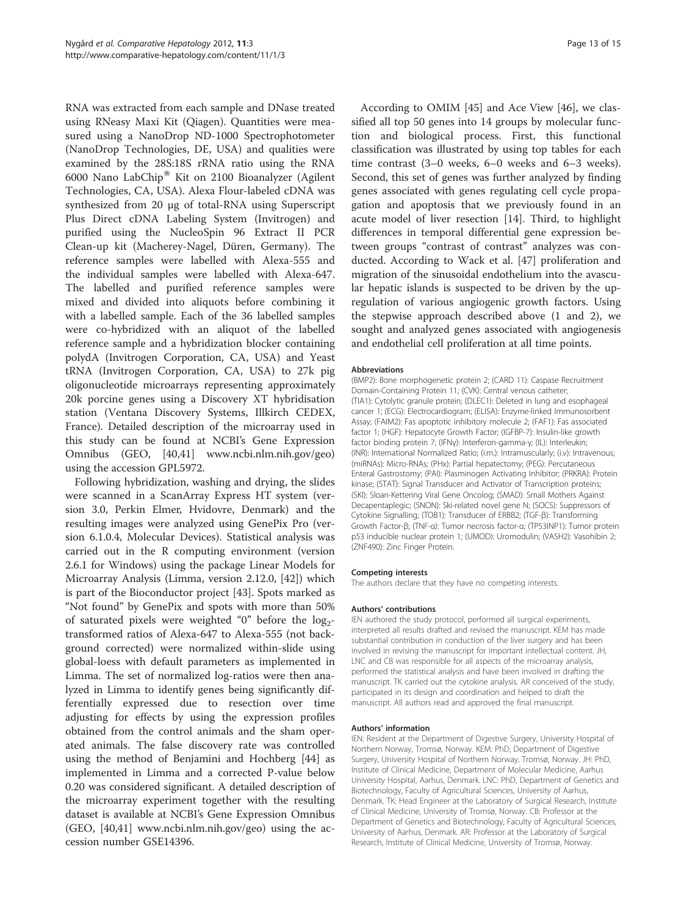RNA was extracted from each sample and DNase treated using RNeasy Maxi Kit (Qiagen). Quantities were measured using a NanoDrop ND-1000 Spectrophotometer (NanoDrop Technologies, DE, USA) and qualities were examined by the 28S:18S rRNA ratio using the RNA 6000 Nano LabChip® Kit on 2100 Bioanalyzer (Agilent Technologies, CA, USA). Alexa Flour-labeled cDNA was synthesized from 20 μg of total-RNA using Superscript Plus Direct cDNA Labeling System (Invitrogen) and purified using the NucleoSpin 96 Extract II PCR Clean-up kit (Macherey-Nagel, Düren, Germany). The reference samples were labelled with Alexa-555 and the individual samples were labelled with Alexa-647. The labelled and purified reference samples were mixed and divided into aliquots before combining it with a labelled sample. Each of the 36 labelled samples were co-hybridized with an aliquot of the labelled reference sample and a hybridization blocker containing polydA (Invitrogen Corporation, CA, USA) and Yeast tRNA (Invitrogen Corporation, CA, USA) to 27k pig oligonucleotide microarrays representing approximately 20k porcine genes using a Discovery XT hybridisation station (Ventana Discovery Systems, Illkirch CEDEX, France). Detailed description of the microarray used in this study can be found at NCBI's Gene Expression Omnibus (GEO, [40,41] www.ncbi.nlm.nih.gov/geo) using the accession GPL5972.

Following hybridization, washing and drying, the slides were scanned in a ScanArray Express HT system (version 3.0, Perkin Elmer, Hvidovre, Denmark) and the resulting images were analyzed using GenePix Pro (version 6.1.0.4, Molecular Devices). Statistical analysis was carried out in the R computing environment (version 2.6.1 for Windows) using the package Linear Models for Microarray Analysis (Limma, version 2.12.0, [42]) which is part of the Bioconductor project [43]. Spots marked as "Not found" by GenePix and spots with more than 50% of saturated pixels were weighted "0" before the $\log_2$-transformed ratios of Alexa-647 to Alexa-555 (not background corrected) were normalized within-slide using global-loess with default parameters as implemented in Limma. The set of normalized log-ratios were then analyzed in Limma to identify genes being significantly differentially expressed due to resection over time adjusting for effects by using the expression profiles obtained from the control animals and the sham operated animals. The false discovery rate was controlled using the method of Benjamini and Hochberg [44] as implemented in Limma and a corrected P-value below 0.20 was considered significant. A detailed description of the microarray experiment together with the resulting dataset is available at NCBI's Gene Expression Omnibus (GEO, [40,41] www.ncbi.nlm.nih.gov/geo) using the accession number GSE14396.

According to OMIM [45] and Ace View [46], we classified all top 50 genes into 14 groups by molecular function and biological process. First, this functional classification was illustrated by using top tables for each time contrast (3–0 weeks, 6–0 weeks and 6–3 weeks). Second, this set of genes was further analyzed by finding genes associated with genes regulating cell cycle propagation and apoptosis that we previously found in an acute model of liver resection [14]. Third, to highlight differences in temporal differential gene expression between groups "contrast of contrast" analyzes was conducted. According to Wack et al. [47] proliferation and migration of the sinusoidal endothelium into the avascular hepatic islands is suspected to be driven by the upregulation of various angiogenic growth factors. Using the stepwise approach described above (1 and 2), we sought and analyzed genes associated with angiogenesis and endothelial cell proliferation at all time points.

#### Abbreviations

(BMP2): Bone morphogenetic protein 2; (CARD 11): Caspase Recruitment Domain-Containing Protein 11; (CVK): Central venous catheter; (TIA1): Cytolytic granule protein; (DLEC1): Deleted in lung and esophageal cancer 1; (ECG): Electrocardiogram; (ELISA): Enzyme-linked Immunosorbent Assay; (FAIM2): Fas apoptotic inhibitory molecule 2; (FAF1): Fas associated factor 1; (HGF): Hepatocyte Growth Factor; (IGFBP-7): Insulin-like growth factor binding protein 7; (IFNγ): Interferon-gamma-γ; (IL): Interleukin; (INR): International Normalized Ratio; (i.m.): Intramuscularly; (i.v): Intravenous; (miRNAs): Micro-RNAs; (PHx): Partial hepatectomy; (PEG): Percutaneous Enteral Gastrostomy; (PAI): Plasminogen Activating Inhibitor; (PRKRA): Protein kinase; (STAT): Signal Transducer and Activator of Transcription proteins; (SKI): Sloan-Kettering Viral Gene Oncolog; (SMAD): Small Mothers Against Decapentaplegic; (SNON): Ski-related novel gene N; (SOCS): Suppressors of Cytokine Signalling; (TOB1): Transducer of ERBB2; (TGF-β): Transforming Growth Factor-β; (TNF-α): Tumor necrosis factor-α; (TP53INP1): Tumor protein p53 inducible nuclear protein 1; (UMOD): Uromodulin; (VASH2): Vasohibin 2; (ZNF490): Zinc Finger Protein.

#### Competing interests

The authors declare that they have no competing interests.

#### Authors' contributions

IEN authored the study protocol, performed all surgical experiments, interpreted all results drafted and revised the manuscript. KEM has made substantial contribution in conduction of the liver surgery and has been involved in revising the manuscript for important intellectual content. JH, LNC and CB was responsible for all aspects of the microarray analysis, performed the statistical analysis and have been involved in drafting the manuscript. TK carried out the cytokine analysis. AR conceived of the study, participated in its design and coordination and helped to draft the manuscript. All authors read and approved the final manuscript.

#### Authors' information

IEN: Resident at the Department of Digestive Surgery, University Hospital of Northern Norway, Tromsø, Norway. KEM: PhD, Department of Digestive Surgery, University Hospital of Northern Norway, Tromsø, Norway. JH: PhD, Institute of Clinical Medicine, Department of Molecular Medicine, Aarhus University Hospital, Aarhus, Denmark. LNC: PhD, Department of Genetics and Biotechnology, Faculty of Agricultural Sciences, University of Aarhus, Denmark. TK: Head Engineer at the Laboratory of Surgical Research, Institute of Clinical Medicine, University of Tromsø, Norway. CB: Professor at the Department of Genetics and Biotechnology, Faculty of Agricultural Sciences, University of Aarhus, Denmark. AR: Professor at the Laboratory of Surgical Research, Institute of Clinical Medicine, University of Tromsø, Norway.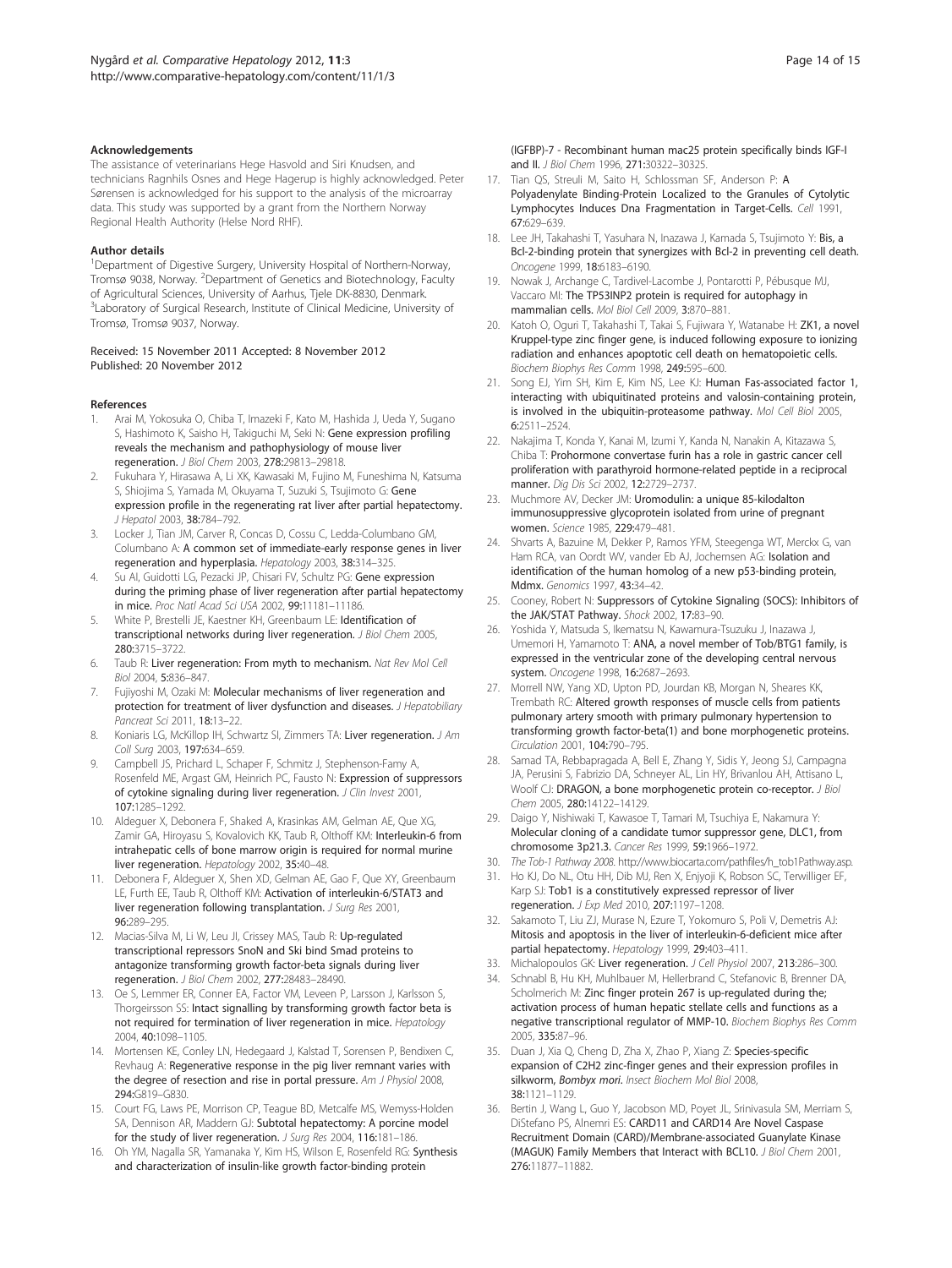## Acknowledgements

The assistance of veterinarians Hege Hasvold and Siri Knudsen, and technicians Ragnhils Osnes and Hege Hagerup is highly acknowledged. Peter Sørensen is acknowledged for his support to the analysis of the microarray data. This study was supported by a grant from the Northern Norway Regional Health Authority (Helse Nord RHF).

### Author details

[1]Department of Digestive Surgery, University Hospital of Northern-Norway, Tromsø 9038, Norway. [2]Department of Genetics and Biotechnology, Faculty of Agricultural Sciences, University of Aarhus, Tjele DK-8830, Denmark. [3]Laboratory of Surgical Research, Institute of Clinical Medicine, University of Tromsø, Tromsø 9037, Norway.

Received: 15 November 2011 Accepted: 8 November 2012
Published: 20 November 2012

## References

1. Arai M, Yokosuka O, Chiba T, Imazeki F, Kato M, Hashida J, Ueda Y, Sugano S, Hashimoto K, Saisho H, Takiguchi M, Seki N: **Gene expression profiling reveals the mechanism and pathophysiology of mouse liver regeneration.** *J Biol Chem* 2003, **278**:29813–29818.
2. Fukuhara Y, Hirasawa A, Li XK, Kawasaki M, Fujino M, Funeshima N, Katsuma S, Shiojima S, Yamada M, Okuyama T, Suzuki S, Tsujimoto G: **Gene expression profile in the regenerating rat liver after partial hepatectomy.** *J Hepatol* 2003, **38**:784–792.
3. Locker J, Tian JM, Carver R, Concas D, Cossu C, Ledda-Columbano GM, Columbano A: **A common set of immediate-early response genes in liver regeneration and hyperplasia.** *Hepatology* 2003, **38**:314–325.
4. Su AI, Guidotti LG, Pezacki JP, Chisari FV, Schultz PG: **Gene expression during the priming phase of liver regeneration after partial hepatectomy in mice.** *Proc Natl Acad Sci USA* 2002, **99**:11181–11186.
5. White P, Brestelli JE, Kaestner KH, Greenbaum LE: **Identification of transcriptional networks during liver regeneration.** *J Biol Chem* 2005, **280**:3715–3722.
6. Taub R: **Liver regeneration: From myth to mechanism.** *Nat Rev Mol Cell Biol* 2004, **5**:836–847.
7. Fujiyoshi M, Ozaki M: **Molecular mechanisms of liver regeneration and protection for treatment of liver dysfunction and diseases.** *J Hepatobiliary Pancreat Sci* 2011, **18**:13–22.
8. Koniaris LG, McKillop IH, Schwartz SI, Zimmers TA: **Liver regeneration.** *J Am Coll Surg* 2003, **197**:634–659.
9. Campbell JS, Prichard L, Schaper F, Schmitz J, Stephenson-Famy A, Rosenfeld ME, Argast GM, Heinrich PC, Fausto N: **Expression of suppressors of cytokine signaling during liver regeneration.** *J Clin Invest* 2001, **107**:1285–1292.
10. Aldeguer X, Debonera F, Shaked A, Krasinkas AM, Gelman AE, Que XG, Zamir GA, Hiroyasu S, Kovalovich KK, Taub R, Olthoff KM: **Interleukin-6 from intrahepatic cells of bone marrow origin is required for normal murine liver regeneration.** *Hepatology* 2002, **35**:40–48.
11. Debonera F, Aldeguer X, Shen XD, Gelman AE, Gao F, Que XY, Greenbaum LE, Furth EE, Taub R, Olthoff KM: **Activation of interleukin-6/STAT3 and liver regeneration following transplantation.** *J Surg Res* 2001, **96**:289–295.
12. Macias-Silva M, Li W, Leu JI, Crissey MAS, Taub R: **Up-regulated transcriptional repressors SnoN and Ski bind Smad proteins to antagonize transforming growth factor-beta signals during liver regeneration.** *J Biol Chem* 2002, **277**:28483–28490.
13. Oe S, Lemmer ER, Conner EA, Factor VM, Leveen P, Larsson J, Karlsson S, Thorgeirsson SS: **Intact signalling by transforming growth factor beta is not required for termination of liver regeneration in mice.** *Hepatology* 2004, **40**:1098–1105.
14. Mortensen KE, Conley LN, Hedegaard J, Kalstad T, Sorensen P, Bendixen C, Revhaug A: **Regenerative response in the pig liver remnant varies with the degree of resection and rise in portal pressure.** *Am J Physiol* 2008, **294**:G819–G830.
15. Court FG, Laws PE, Morrison CP, Teague BD, Metcalfe MS, Wemyss-Holden SA, Dennison AR, Maddern GJ: **Subtotal hepatectomy: A porcine model for the study of liver regeneration.** *J Surg Res* 2004, **116**:181–186.
16. Oh YM, Nagalla SR, Yamanaka Y, Kim HS, Wilson E, Rosenfeld RG: **Synthesis and characterization of insulin-like growth factor-binding protein (IGFBP)-7 - Recombinant human mac25 protein specifically binds IGF-I and II.** *J Biol Chem* 1996, **271**:30322–30325.
17. Tian QS, Streuli M, Saito H, Schlossman SF, Anderson P: **A Polyadenylate Binding-Protein Localized to the Granules of Cytolytic Lymphocytes Induces Dna Fragmentation in Target-Cells.** *Cell* 1991, **67**:629–639.
18. Lee JH, Takahashi T, Yasuhara N, Inazawa J, Kamada S, Tsujimoto Y: **Bis, a Bcl-2-binding protein that synergizes with Bcl-2 in preventing cell death.** *Oncogene* 1999, **18**:6183–6190.
19. Nowak J, Archange C, Tardivel-Lacombe J, Pontarotti P, Pébusque MJ, Vaccaro MI: **The TP53INP2 protein is required for autophagy in mammalian cells.** *Mol Biol Cell* 2009, **3**:870–881.
20. Katoh O, Oguri T, Takahashi T, Takai S, Fujiwara Y, Watanabe H: **ZK1, a novel Kruppel-type zinc finger gene, is induced following exposure to ionizing radiation and enhances apoptotic cell death on hematopoietic cells.** *Biochem Biophys Res Comm* 1998, **249**:595–600.
21. Song EJ, Yim SH, Kim E, Kim NS, Lee KJ: **Human Fas-associated factor 1, interacting with ubiquitinated proteins and valosin-containing protein, is involved in the ubiquitin-proteasome pathway.** *Mol Cell Biol* 2005, **6**:2511–2524.
22. Nakajima T, Konda Y, Kanai M, Izumi Y, Kanda N, Nanakin A, Kitazawa S, Chiba T: **Prohormone convertase furin has a role in gastric cancer cell proliferation with parathyroid hormone-related peptide in a reciprocal manner.** *Dig Dis Sci* 2002, **12**:2729–2737.
23. Muchmore AV, Decker JM: **Uromodulin: a unique 85-kilodalton immunosuppressive glycoprotein isolated from urine of pregnant women.** *Science* 1985, **229**:479–481.
24. Shvarts A, Bazuine M, Dekker P, Ramos YFM, Steegenga WT, Merckx G, van Ham RCA, van Oordt WV, vander Eb AJ, Jochemsen AG: **Isolation and identification of the human homolog of a new p53-binding protein, Mdmx.** *Genomics* 1997, **43**:34–42.
25. Cooney, Robert N: **Suppressors of Cytokine Signaling (SOCS): Inhibitors of the JAK/STAT Pathway.** *Shock* 2002, **17**:83–90.
26. Yoshida Y, Matsuda S, Ikematsu N, Kawamura-Tsuzuku J, Inazawa J, Umemori H, Yamamoto T: **ANA, a novel member of Tob/BTG1 family, is expressed in the ventricular zone of the developing central nervous system.** *Oncogene* 1998, **16**:2687–2693.
27. Morrell NW, Yang XD, Upton PD, Jourdan KB, Morgan N, Sheares KK, Trembath RC: **Altered growth responses of muscle cells from patients pulmonary artery smooth with primary pulmonary hypertension to transforming growth factor-beta(1) and bone morphogenetic proteins.** *Circulation* 2001, **104**:790–795.
28. Samad TA, Rebbapragada A, Bell E, Zhang Y, Sidis Y, Jeong SJ, Campagna JA, Perusini S, Fabrizio DA, Schneyer AL, Lin HY, Brivanlou AH, Attisano L, Woolf CJ: **DRAGON, a bone morphogenetic protein co-receptor.** *J Biol Chem* 2005, **280**:14122–14129.
29. Daigo Y, Nishiwaki T, Kawasoe T, Tamari M, Tsuchiya E, Nakamura Y: **Molecular cloning of a candidate tumor suppressor gene, DLC1, from chromosome 3p21.3.** *Cancer Res* 1999, **59**:1966–1972.
30. *The Tob-1 Pathway 2008*. http://www.biocarta.com/pathfiles/h_tob1Pathway.asp.
31. Ho KJ, Do NL, Otu HH, Dib MJ, Ren X, Enjyoji K, Robson SC, Terwilliger EF, Karp SJ: **Tob1 is a constitutively expressed repressor of liver regeneration.** *J Exp Med* 2010, **207**:1197–1208.
32. Sakamoto T, Liu ZJ, Murase N, Ezure T, Yokomuro S, Poli V, Demetris AJ: **Mitosis and apoptosis in the liver of interleukin-6-deficient mice after partial hepatectomy.** *Hepatology* 1999, **29**:403–411.
33. Michalopoulos GK: **Liver regeneration.** *J Cell Physiol* 2007, **213**:286–300.
34. Schnabl B, Hu KH, Muhlbauer M, Hellerbrand C, Stefanovic B, Brenner DA, Scholmerich M: **Zinc finger protein 267 is up-regulated during the; activation process of human hepatic stellate cells and functions as a negative transcriptional regulator of MMP-10.** *Biochem Biophys Res Comm* 2005, **335**:87–96.
35. Duan J, Xia Q, Cheng D, Zha X, Zhao P, Xiang Z: **Species-specific expansion of C2H2 zinc-finger genes and their expression profiles in silkworm, *Bombyx mori*.** *Insect Biochem Mol Biol* 2008, **38**:1121–1129.
36. Bertin J, Wang L, Guo Y, Jacobson MD, Poyet JL, Srinivasula SM, Merriam S, DiStefano PS, Alnemri ES: **CARD11 and CARD14 Are Novel Caspase Recruitment Domain (CARD)/Membrane-associated Guanylate Kinase (MAGUK) Family Members that Interact with BCL10.** *J Biol Chem* 2001, **276**:11877–11882.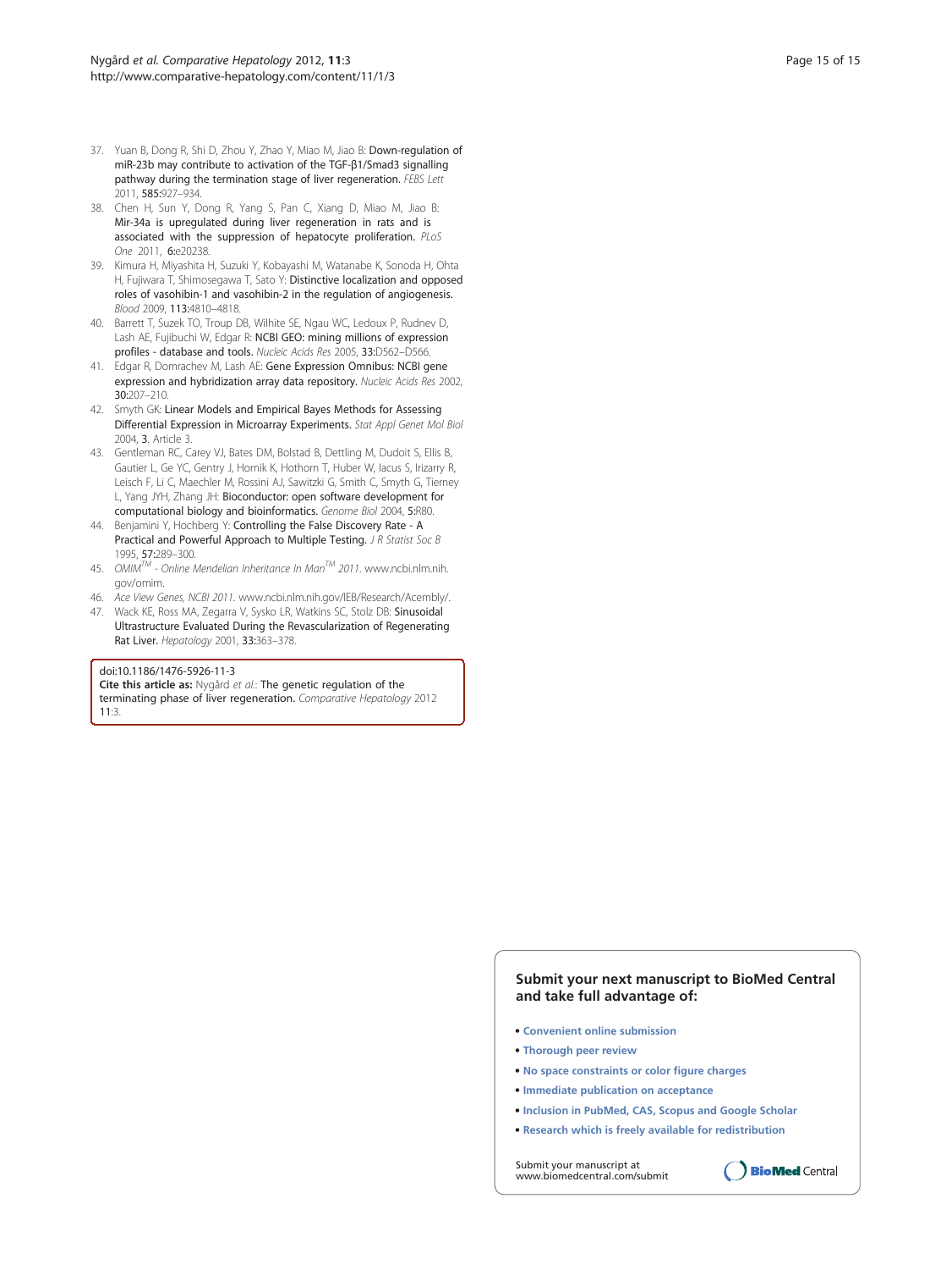37. Yuan B, Dong R, Shi D, Zhou Y, Zhao Y, Miao M, Jiao B: **Down-regulation of miR-23b may contribute to activation of the TGF-β1/Smad3 signalling pathway during the termination stage of liver regeneration.** *FEBS Lett* 2011, **585:**927–934.
38. Chen H, Sun Y, Dong R, Yang S, Pan C, Xiang D, Miao M, Jiao B: **Mir-34a is upregulated during liver regeneration in rats and is associated with the suppression of hepatocyte proliferation.** *PLoS One* 2011, **6:**e20238.
39. Kimura H, Miyashita H, Suzuki Y, Kobayashi M, Watanabe K, Sonoda H, Ohta H, Fujiwara T, Shimosegawa T, Sato Y: **Distinctive localization and opposed roles of vasohibin-1 and vasohibin-2 in the regulation of angiogenesis.** *Blood* 2009, **113:**4810–4818.
40. Barrett T, Suzek TO, Troup DB, Wilhite SE, Ngau WC, Ledoux P, Rudnev D, Lash AE, Fujibuchi W, Edgar R: **NCBI GEO: mining millions of expression profiles - database and tools.** *Nucleic Acids Res* 2005, **33:**D562–D566.
41. Edgar R, Domrachev M, Lash AE: **Gene Expression Omnibus: NCBI gene expression and hybridization array data repository.** *Nucleic Acids Res* 2002, **30:**207–210.
42. Smyth GK: **Linear Models and Empirical Bayes Methods for Assessing Differential Expression in Microarray Experiments.** *Stat Appl Genet Mol Biol* 2004, **3**. Article 3.
43. Gentleman RC, Carey VJ, Bates DM, Bolstad B, Dettling M, Dudoit S, Ellis B, Gautier L, Ge YC, Gentry J, Hornik K, Hothorn T, Huber W, Iacus S, Irizarry R, Leisch F, Li C, Maechler M, Rossini AJ, Sawitzki G, Smith C, Smyth G, Tierney L, Yang JYH, Zhang JH: **Bioconductor: open software development for computational biology and bioinformatics.** *Genome Biol* 2004, **5:**R80.
44. Benjamini Y, Hochberg Y: **Controlling the False Discovery Rate - A Practical and Powerful Approach to Multiple Testing.** *J R Statist Soc B* 1995, **57:**289–300.
45. *OMIM™ - Online Mendelian Inheritance In Man™ 2011*. www.ncbi.nlm.nih.gov/omim.
46. *Ace View Genes, NCBI 2011*. www.ncbi.nlm.nih.gov/IEB/Research/Acembly/.
47. Wack KE, Ross MA, Zegarra V, Sysko LR, Watkins SC, Stolz DB: **Sinusoidal Ultrastructure Evaluated During the Revascularization of Regenerating Rat Liver.** *Hepatology* 2001, **33:**363–378.

doi:10.1186/1476-5926-11-3
**Cite this article as:** Nygård *et al.*: The genetic regulation of the terminating phase of liver regeneration. *Comparative Hepatology* 2012 11:3.

**Submit your next manuscript to BioMed Central and take full advantage of:**

- **Convenient online submission**
- **Thorough peer review**
- **No space constraints or color figure charges**
- **Immediate publication on acceptance**
- **Inclusion in PubMed, CAS, Scopus and Google Scholar**
- **Research which is freely available for redistribution**

Submit your manuscript at www.biomedcentral.com/submit

BioMed Central